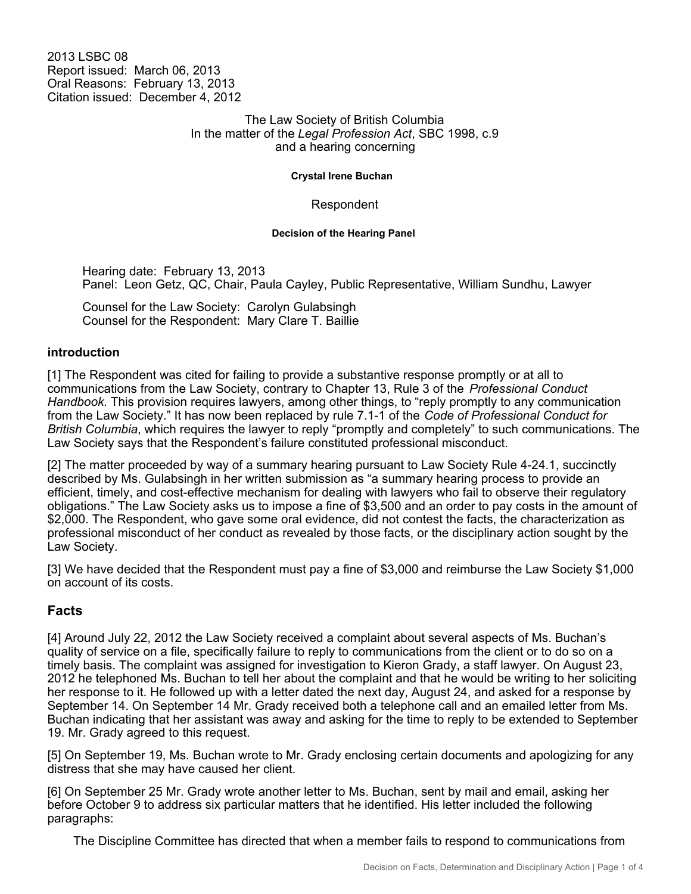2013 LSBC 08
Report issued: March 06, 2013
Oral Reasons: February 13, 2013
Citation issued: December 4, 2012

The Law Society of British Columbia
In the matter of the *Legal Profession Act*, SBC 1998, c.9
and a hearing concerning

**Crystal Irene Buchan**

Respondent

**Decision of the Hearing Panel**

Hearing date: February 13, 2013
Panel: Leon Getz, QC, Chair, Paula Cayley, Public Representative, William Sundhu, Lawyer

Counsel for the Law Society: Carolyn Gulabsingh
Counsel for the Respondent: Mary Clare T. Baillie

**introduction**

[1] The Respondent was cited for failing to provide a substantive response promptly or at all to communications from the Law Society, contrary to Chapter 13, Rule 3 of the *Professional Conduct Handbook*. This provision requires lawyers, among other things, to "reply promptly to any communication from the Law Society." It has now been replaced by rule 7.1-1 of the *Code of Professional Conduct for British Columbia*, which requires the lawyer to reply "promptly and completely" to such communications. The Law Society says that the Respondent's failure constituted professional misconduct.

[2] The matter proceeded by way of a summary hearing pursuant to Law Society Rule 4-24.1, succinctly described by Ms. Gulabsingh in her written submission as "a summary hearing process to provide an efficient, timely, and cost-effective mechanism for dealing with lawyers who fail to observe their regulatory obligations." The Law Society asks us to impose a fine of $3,500 and an order to pay costs in the amount of $2,000. The Respondent, who gave some oral evidence, did not contest the facts, the characterization as professional misconduct of her conduct as revealed by those facts, or the disciplinary action sought by the Law Society.

[3] We have decided that the Respondent must pay a fine of $3,000 and reimburse the Law Society $1,000 on account of its costs.

## Facts

[4] Around July 22, 2012 the Law Society received a complaint about several aspects of Ms. Buchan's quality of service on a file, specifically failure to reply to communications from the client or to do so on a timely basis. The complaint was assigned for investigation to Kieron Grady, a staff lawyer. On August 23, 2012 he telephoned Ms. Buchan to tell her about the complaint and that he would be writing to her soliciting her response to it. He followed up with a letter dated the next day, August 24, and asked for a response by September 14. On September 14 Mr. Grady received both a telephone call and an emailed letter from Ms. Buchan indicating that her assistant was away and asking for the time to reply to be extended to September 19. Mr. Grady agreed to this request.

[5] On September 19, Ms. Buchan wrote to Mr. Grady enclosing certain documents and apologizing for any distress that she may have caused her client.

[6] On September 25 Mr. Grady wrote another letter to Ms. Buchan, sent by mail and email, asking her before October 9 to address six particular matters that he identified. His letter included the following paragraphs:

> The Discipline Committee has directed that when a member fails to respond to communications from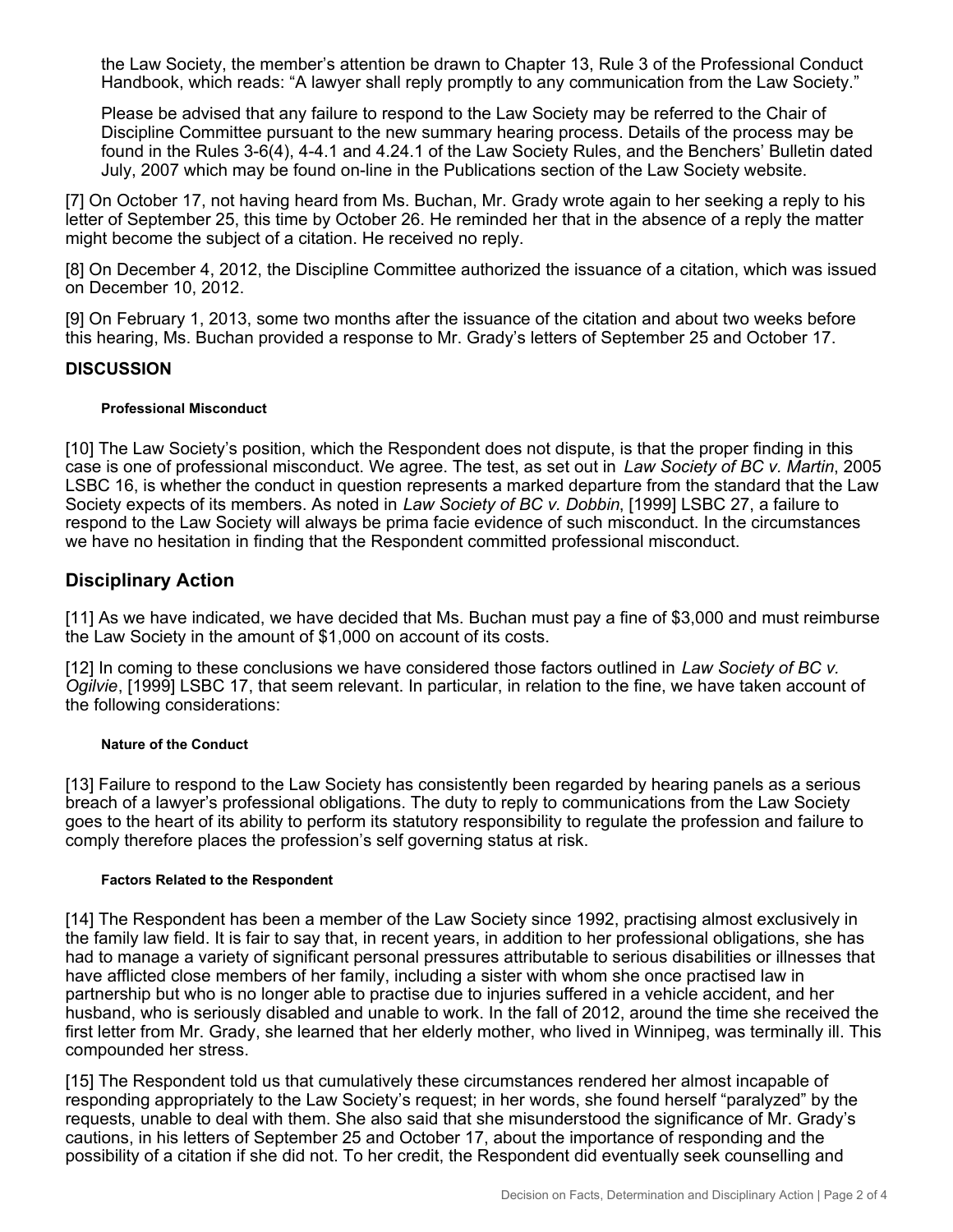the Law Society, the member's attention be drawn to Chapter 13, Rule 3 of the Professional Conduct Handbook, which reads: "A lawyer shall reply promptly to any communication from the Law Society."

Please be advised that any failure to respond to the Law Society may be referred to the Chair of Discipline Committee pursuant to the new summary hearing process. Details of the process may be found in the Rules 3-6(4), 4-4.1 and 4.24.1 of the Law Society Rules, and the Benchers' Bulletin dated July, 2007 which may be found on-line in the Publications section of the Law Society website.

[7] On October 17, not having heard from Ms. Buchan, Mr. Grady wrote again to her seeking a reply to his letter of September 25, this time by October 26. He reminded her that in the absence of a reply the matter might become the subject of a citation. He received no reply.

[8] On December 4, 2012, the Discipline Committee authorized the issuance of a citation, which was issued on December 10, 2012.

[9] On February 1, 2013, some two months after the issuance of the citation and about two weeks before this hearing, Ms. Buchan provided a response to Mr. Grady's letters of September 25 and October 17.

### DISCUSSION

#### Professional Misconduct

[10] The Law Society's position, which the Respondent does not dispute, is that the proper finding in this case is one of professional misconduct. We agree. The test, as set out in *Law Society of BC v. Martin*, 2005 LSBC 16, is whether the conduct in question represents a marked departure from the standard that the Law Society expects of its members. As noted in *Law Society of BC v. Dobbin*, [1999] LSBC 27, a failure to respond to the Law Society will always be prima facie evidence of such misconduct. In the circumstances we have no hesitation in finding that the Respondent committed professional misconduct.

## Disciplinary Action

[11] As we have indicated, we have decided that Ms. Buchan must pay a fine of $3,000 and must reimburse the Law Society in the amount of $1,000 on account of its costs.

[12] In coming to these conclusions we have considered those factors outlined in *Law Society of BC v. Ogilvie*, [1999] LSBC 17, that seem relevant. In particular, in relation to the fine, we have taken account of the following considerations:

#### Nature of the Conduct

[13] Failure to respond to the Law Society has consistently been regarded by hearing panels as a serious breach of a lawyer's professional obligations. The duty to reply to communications from the Law Society goes to the heart of its ability to perform its statutory responsibility to regulate the profession and failure to comply therefore places the profession's self governing status at risk.

#### Factors Related to the Respondent

[14] The Respondent has been a member of the Law Society since 1992, practising almost exclusively in the family law field. It is fair to say that, in recent years, in addition to her professional obligations, she has had to manage a variety of significant personal pressures attributable to serious disabilities or illnesses that have afflicted close members of her family, including a sister with whom she once practised law in partnership but who is no longer able to practise due to injuries suffered in a vehicle accident, and her husband, who is seriously disabled and unable to work. In the fall of 2012, around the time she received the first letter from Mr. Grady, she learned that her elderly mother, who lived in Winnipeg, was terminally ill. This compounded her stress.

[15] The Respondent told us that cumulatively these circumstances rendered her almost incapable of responding appropriately to the Law Society's request; in her words, she found herself "paralyzed" by the requests, unable to deal with them. She also said that she misunderstood the significance of Mr. Grady's cautions, in his letters of September 25 and October 17, about the importance of responding and the possibility of a citation if she did not. To her credit, the Respondent did eventually seek counselling and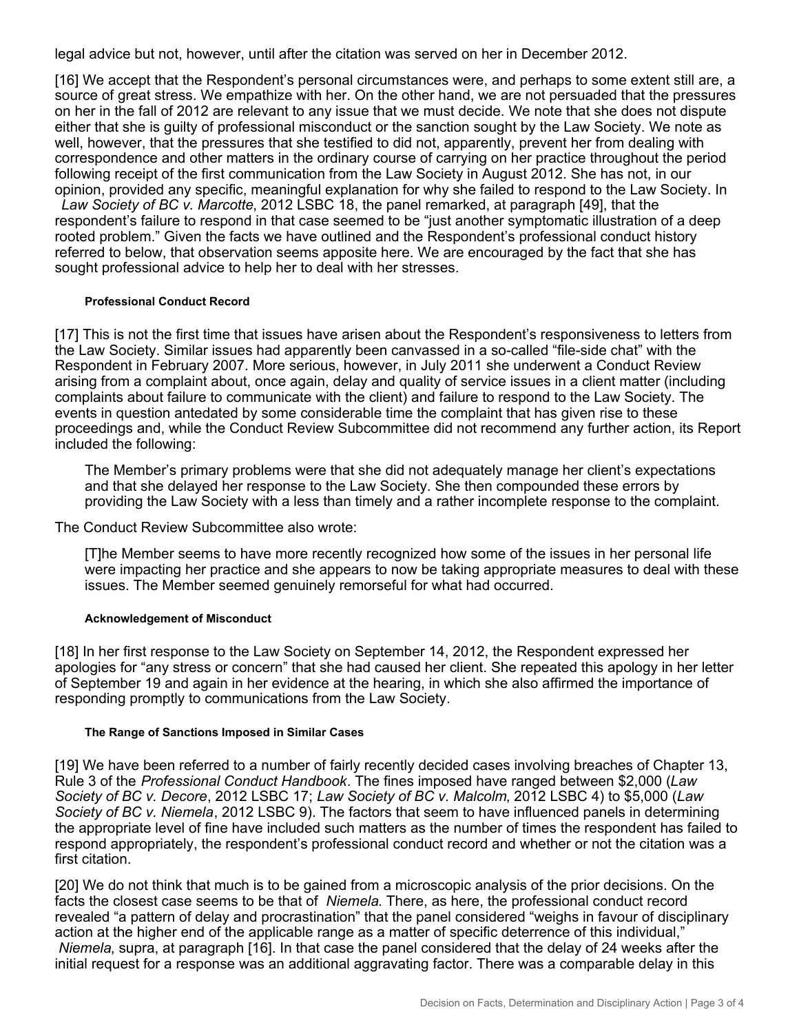legal advice but not, however, until after the citation was served on her in December 2012.

[16] We accept that the Respondent's personal circumstances were, and perhaps to some extent still are, a source of great stress. We empathize with her. On the other hand, we are not persuaded that the pressures on her in the fall of 2012 are relevant to any issue that we must decide. We note that she does not dispute either that she is guilty of professional misconduct or the sanction sought by the Law Society. We note as well, however, that the pressures that she testified to did not, apparently, prevent her from dealing with correspondence and other matters in the ordinary course of carrying on her practice throughout the period following receipt of the first communication from the Law Society in August 2012. She has not, in our opinion, provided any specific, meaningful explanation for why she failed to respond to the Law Society. In *Law Society of BC v. Marcotte*, 2012 LSBC 18, the panel remarked, at paragraph [49], that the respondent's failure to respond in that case seemed to be "just another symptomatic illustration of a deep rooted problem." Given the facts we have outlined and the Respondent's professional conduct history referred to below, that observation seems apposite here. We are encouraged by the fact that she has sought professional advice to help her to deal with her stresses.

#### Professional Conduct Record

[17] This is not the first time that issues have arisen about the Respondent's responsiveness to letters from the Law Society. Similar issues had apparently been canvassed in a so-called "file-side chat" with the Respondent in February 2007. More serious, however, in July 2011 she underwent a Conduct Review arising from a complaint about, once again, delay and quality of service issues in a client matter (including complaints about failure to communicate with the client) and failure to respond to the Law Society. The events in question antedated by some considerable time the complaint that has given rise to these proceedings and, while the Conduct Review Subcommittee did not recommend any further action, its Report included the following:

> The Member's primary problems were that she did not adequately manage her client's expectations and that she delayed her response to the Law Society. She then compounded these errors by providing the Law Society with a less than timely and a rather incomplete response to the complaint.

The Conduct Review Subcommittee also wrote:

> [T]he Member seems to have more recently recognized how some of the issues in her personal life were impacting her practice and she appears to now be taking appropriate measures to deal with these issues. The Member seemed genuinely remorseful for what had occurred.

#### Acknowledgement of Misconduct

[18] In her first response to the Law Society on September 14, 2012, the Respondent expressed her apologies for "any stress or concern" that she had caused her client. She repeated this apology in her letter of September 19 and again in her evidence at the hearing, in which she also affirmed the importance of responding promptly to communications from the Law Society.

#### The Range of Sanctions Imposed in Similar Cases

[19] We have been referred to a number of fairly recently decided cases involving breaches of Chapter 13, Rule 3 of the *Professional Conduct Handbook*. The fines imposed have ranged between \$2,000 (*Law Society of BC v. Decore*, 2012 LSBC 17; *Law Society of BC v. Malcolm*, 2012 LSBC 4) to \$5,000 (*Law Society of BC v. Niemela*, 2012 LSBC 9). The factors that seem to have influenced panels in determining the appropriate level of fine have included such matters as the number of times the respondent has failed to respond appropriately, the respondent's professional conduct record and whether or not the citation was a first citation.

[20] We do not think that much is to be gained from a microscopic analysis of the prior decisions. On the facts the closest case seems to be that of *Niemela*. There, as here, the professional conduct record revealed "a pattern of delay and procrastination" that the panel considered "weighs in favour of disciplinary action at the higher end of the applicable range as a matter of specific deterrence of this individual," *Niemela*, supra, at paragraph [16]. In that case the panel considered that the delay of 24 weeks after the initial request for a response was an additional aggravating factor. There was a comparable delay in this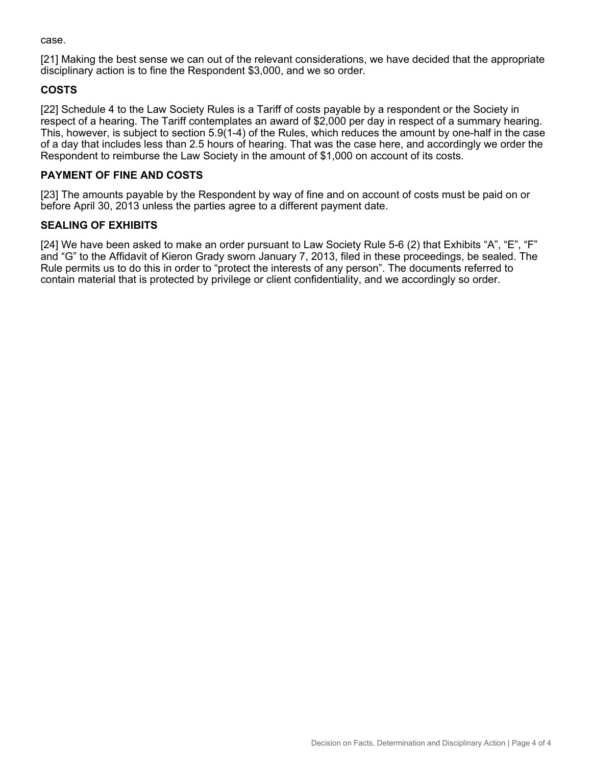case.

[21] Making the best sense we can out of the relevant considerations, we have decided that the appropriate disciplinary action is to fine the Respondent $3,000, and we so order.

## COSTS

[22] Schedule 4 to the Law Society Rules is a Tariff of costs payable by a respondent or the Society in respect of a hearing. The Tariff contemplates an award of $2,000 per day in respect of a summary hearing. This, however, is subject to section 5.9(1-4) of the Rules, which reduces the amount by one-half in the case of a day that includes less than 2.5 hours of hearing. That was the case here, and accordingly we order the Respondent to reimburse the Law Society in the amount of $1,000 on account of its costs.

## PAYMENT OF FINE AND COSTS

[23] The amounts payable by the Respondent by way of fine and on account of costs must be paid on or before April 30, 2013 unless the parties agree to a different payment date.

## SEALING OF EXHIBITS

[24] We have been asked to make an order pursuant to Law Society Rule 5-6 (2) that Exhibits “A”, “E”, “F” and “G” to the Affidavit of Kieron Grady sworn January 7, 2013, filed in these proceedings, be sealed. The Rule permits us to do this in order to “protect the interests of any person”. The documents referred to contain material that is protected by privilege or client confidentiality, and we accordingly so order.